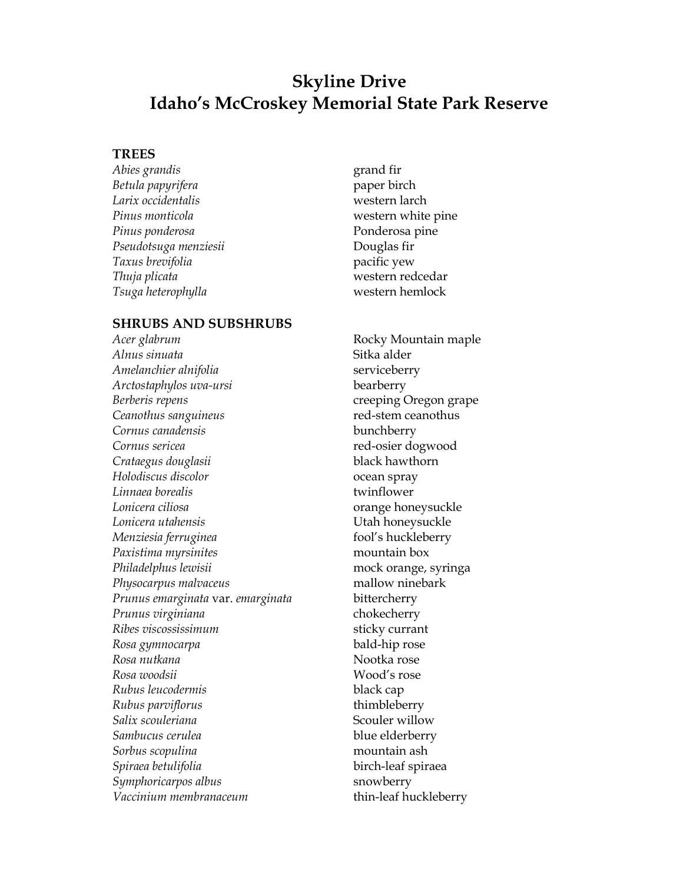# Skyline Drive
# Idaho's McCroskey Memorial State Park Reserve

## TREES

| | |
|---|---|
| *Abies grandis* | grand fir |
| *Betula papyrifera* | paper birch |
| *Larix occidentalis* | western larch |
| *Pinus monticola* | western white pine |
| *Pinus ponderosa* | Ponderosa pine |
| *Pseudotsuga menziesii* | Douglas fir |
| *Taxus brevifolia* | pacific yew |
| *Thuja plicata* | western redcedar |
| *Tsuga heterophylla* | western hemlock |

## SHRUBS AND SUBSHRUBS

| | |
|---|---|
| *Acer glabrum* | Rocky Mountain maple |
| *Alnus sinuata* | Sitka alder |
| *Amelanchier alnifolia* | serviceberry |
| *Arctostaphylos uva-ursi* | bearberry |
| *Berberis repens* | creeping Oregon grape |
| *Ceanothus sanguineus* | red-stem ceanothus |
| *Cornus canadensis* | bunchberry |
| *Cornus sericea* | red-osier dogwood |
| *Crataegus douglasii* | black hawthorn |
| *Holodiscus discolor* | ocean spray |
| *Linnaea borealis* | twinflower |
| *Lonicera ciliosa* | orange honeysuckle |
| *Lonicera utahensis* | Utah honeysuckle |
| *Menziesia ferruginea* | fool's huckleberry |
| *Paxistima myrsinites* | mountain box |
| *Philadelphus lewisii* | mock orange, syringa |
| *Physocarpus malvaceus* | mallow ninebark |
| *Prunus emarginata* var. *emarginata* | bittercherry |
| *Prunus virginiana* | chokecherry |
| *Ribes viscossissimum* | sticky currant |
| *Rosa gymnocarpa* | bald-hip rose |
| *Rosa nutkana* | Nootka rose |
| *Rosa woodsii* | Wood's rose |
| *Rubus leucodermis* | black cap |
| *Rubus parviflorus* | thimbleberry |
| *Salix scouleriana* | Scouler willow |
| *Sambucus cerulea* | blue elderberry |
| *Sorbus scopulina* | mountain ash |
| *Spiraea betulifolia* | birch-leaf spiraea |
| *Symphoricarpos albus* | snowberry |
| *Vaccinium membranaceum* | thin-leaf huckleberry |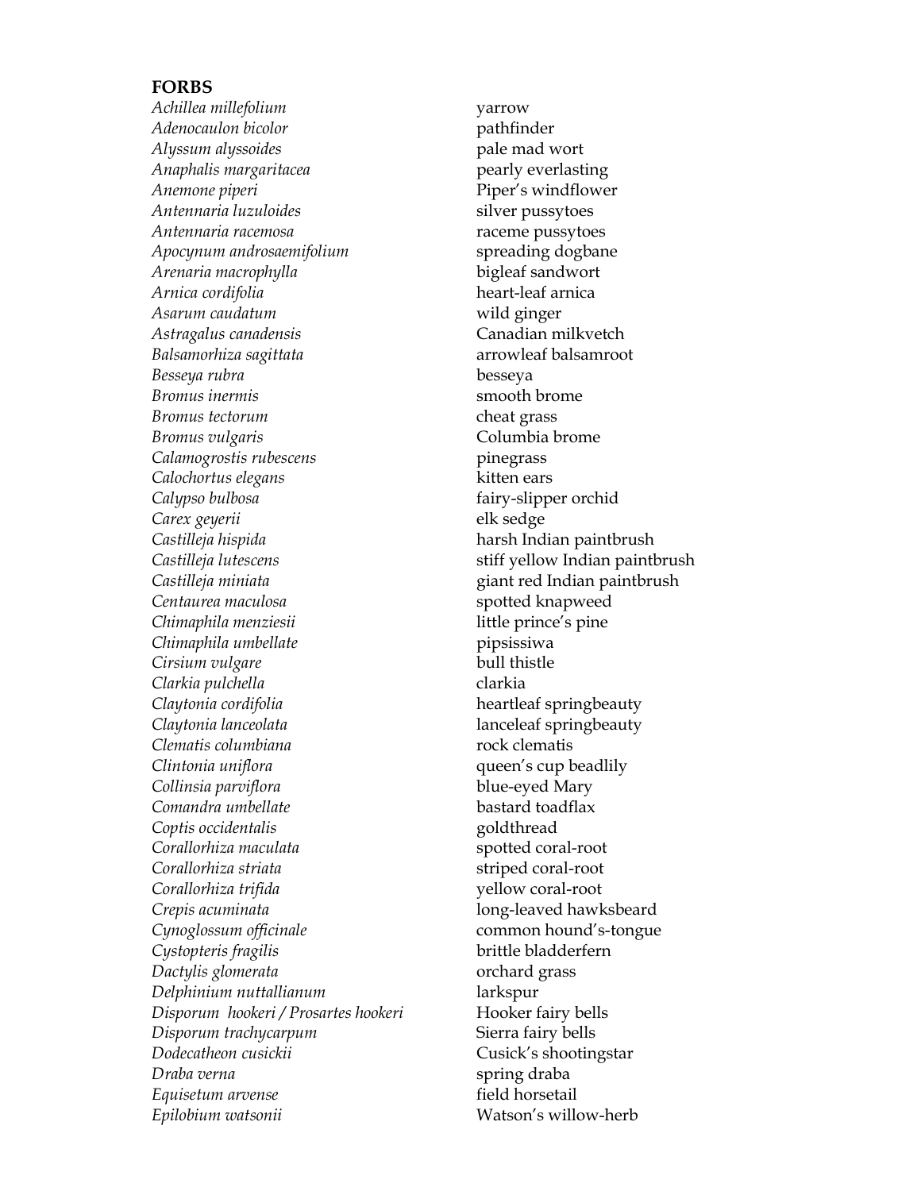**FORBS**

| | |
|---|---|
| *Achillea millefolium* | yarrow |
| *Adenocaulon bicolor* | pathfinder |
| *Alyssum alyssoides* | pale mad wort |
| *Anaphalis margaritacea* | pearly everlasting |
| *Anemone piperi* | Piper's windflower |
| *Antennaria luzuloides* | silver pussytoes |
| *Antennaria racemosa* | raceme pussytoes |
| *Apocynum androsaemifolium* | spreading dogbane |
| *Arenaria macrophylla* | bigleaf sandwort |
| *Arnica cordifolia* | heart-leaf arnica |
| *Asarum caudatum* | wild ginger |
| *Astragalus canadensis* | Canadian milkvetch |
| *Balsamorhiza sagittata* | arrowleaf balsamroot |
| *Besseya rubra* | besseya |
| *Bromus inermis* | smooth brome |
| *Bromus tectorum* | cheat grass |
| *Bromus vulgaris* | Columbia brome |
| *Calamogrostis rubescens* | pinegrass |
| *Calochortus elegans* | kitten ears |
| *Calypso bulbosa* | fairy-slipper orchid |
| *Carex geyerii* | elk sedge |
| *Castilleja hispida* | harsh Indian paintbrush |
| *Castilleja lutescens* | stiff yellow Indian paintbrush |
| *Castilleja miniata* | giant red Indian paintbrush |
| *Centaurea maculosa* | spotted knapweed |
| *Chimaphila menziesii* | little prince's pine |
| *Chimaphila umbellate* | pipsissiwa |
| *Cirsium vulgare* | bull thistle |
| *Clarkia pulchella* | clarkia |
| *Claytonia cordifolia* | heartleaf springbeauty |
| *Claytonia lanceolata* | lanceleaf springbeauty |
| *Clematis columbiana* | rock clematis |
| *Clintonia uniflora* | queen's cup beadlily |
| *Collinsia parviflora* | blue-eyed Mary |
| *Comandra umbellate* | bastard toadflax |
| *Coptis occidentalis* | goldthread |
| *Corallorhiza maculata* | spotted coral-root |
| *Corallorhiza striata* | striped coral-root |
| *Corallorhiza trifida* | yellow coral-root |
| *Crepis acuminata* | long-leaved hawksbeard |
| *Cynoglossum officinale* | common hound's-tongue |
| *Cystopteris fragilis* | brittle bladderfern |
| *Dactylis glomerata* | orchard grass |
| *Delphinium nuttallianum* | larkspur |
| *Disporum hookeri / Prosartes hookeri* | Hooker fairy bells |
| *Disporum trachycarpum* | Sierra fairy bells |
| *Dodecatheon cusickii* | Cusick's shootingstar |
| *Draba verna* | spring draba |
| *Equisetum arvense* | field horsetail |
| *Epilobium watsonii* | Watson's willow-herb |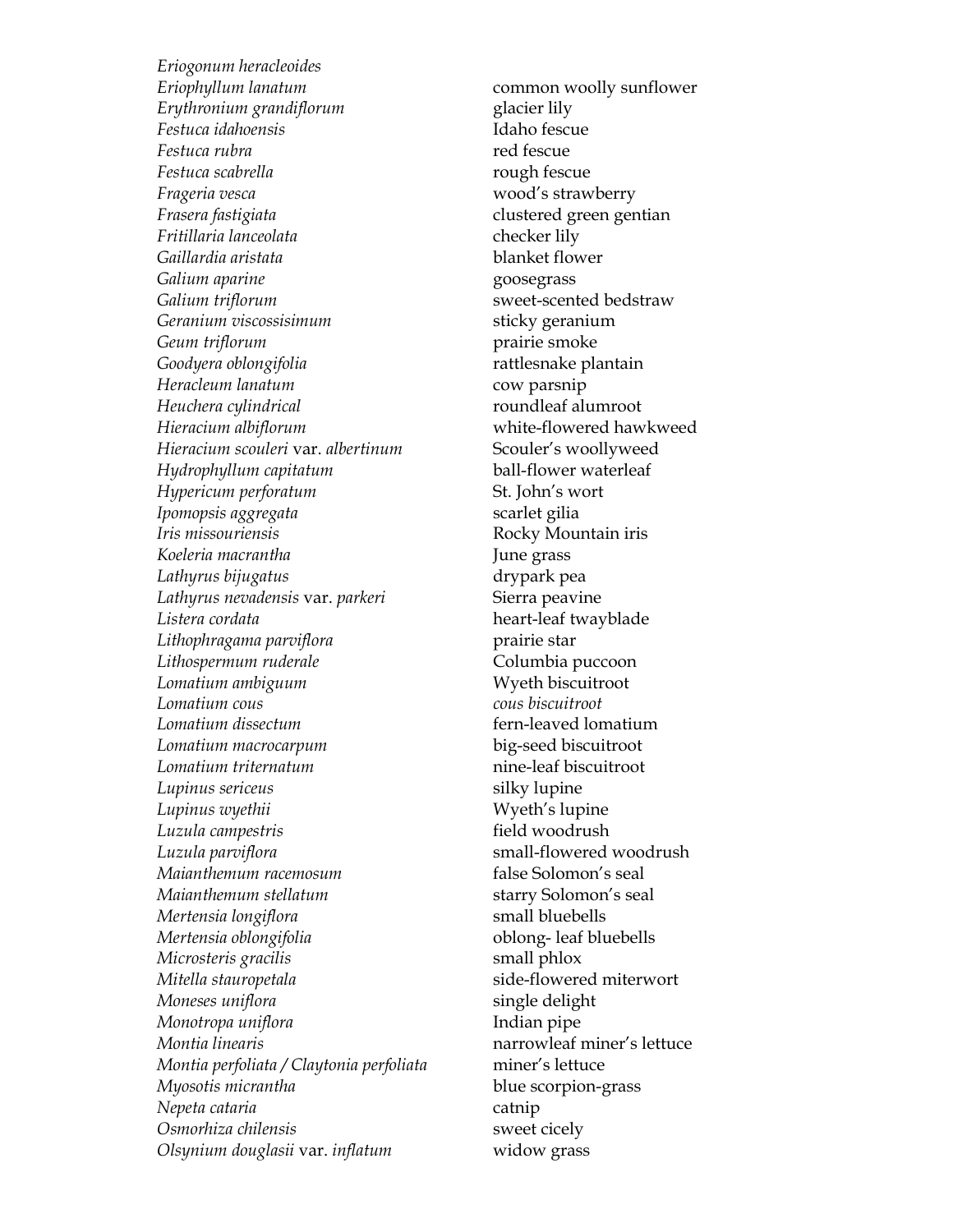| | |
|---|---|
| *Eriogonum heracleoides* | |
| *Eriophyllum lanatum* | common woolly sunflower |
| *Erythronium grandiflorum* | glacier lily |
| *Festuca idahoensis* | Idaho fescue |
| *Festuca rubra* | red fescue |
| *Festuca scabrella* | rough fescue |
| *Frageria vesca* | wood's strawberry |
| *Frasera fastigiata* | clustered green gentian |
| *Fritillaria lanceolata* | checker lily |
| *Gaillardia aristata* | blanket flower |
| *Galium aparine* | goosegrass |
| *Galium triflorum* | sweet-scented bedstraw |
| *Geranium viscossisimum* | sticky geranium |
| *Geum triflorum* | prairie smoke |
| *Goodyera oblongifolia* | rattlesnake plantain |
| *Heracleum lanatum* | cow parsnip |
| *Heuchera cylindrical* | roundleaf alumroot |
| *Hieracium albiflorum* | white-flowered hawkweed |
| *Hieracium scouleri* var. *albertinum* | Scouler's woollyweed |
| *Hydrophyllum capitatum* | ball-flower waterleaf |
| *Hypericum perforatum* | St. John's wort |
| *Ipomopsis aggregata* | scarlet gilia |
| *Iris missouriensis* | Rocky Mountain iris |
| *Koeleria macrantha* | June grass |
| *Lathyrus bijugatus* | drypark pea |
| *Lathyrus nevadensis* var. *parkeri* | Sierra peavine |
| *Listera cordata* | heart-leaf twayblade |
| *Lithophragama parviflora* | prairie star |
| *Lithospermum ruderale* | Columbia puccoon |
| *Lomatium ambiguum* | Wyeth biscuitroot |
| *Lomatium cous* | *cous biscuitroot* |
| *Lomatium dissectum* | fern-leaved lomatium |
| *Lomatium macrocarpum* | big-seed biscuitroot |
| *Lomatium triternatum* | nine-leaf biscuitroot |
| *Lupinus sericeus* | silky lupine |
| *Lupinus wyethii* | Wyeth's lupine |
| *Luzula campestris* | field woodrush |
| *Luzula parviflora* | small-flowered woodrush |
| *Maianthemum racemosum* | false Solomon's seal |
| *Maianthemum stellatum* | starry Solomon's seal |
| *Mertensia longiflora* | small bluebells |
| *Mertensia oblongifolia* | oblong- leaf bluebells |
| *Microsteris gracilis* | small phlox |
| *Mitella stauropetala* | side-flowered miterwort |
| *Moneses uniflora* | single delight |
| *Monotropa uniflora* | Indian pipe |
| *Montia linearis* | narrowleaf miner's lettuce |
| *Montia perfoliata / Claytonia perfoliata* | miner's lettuce |
| *Myosotis micrantha* | blue scorpion-grass |
| *Nepeta cataria* | catnip |
| *Osmorhiza chilensis* | sweet cicely |
| *Olsynium douglasii* var. *inflatum* | widow grass |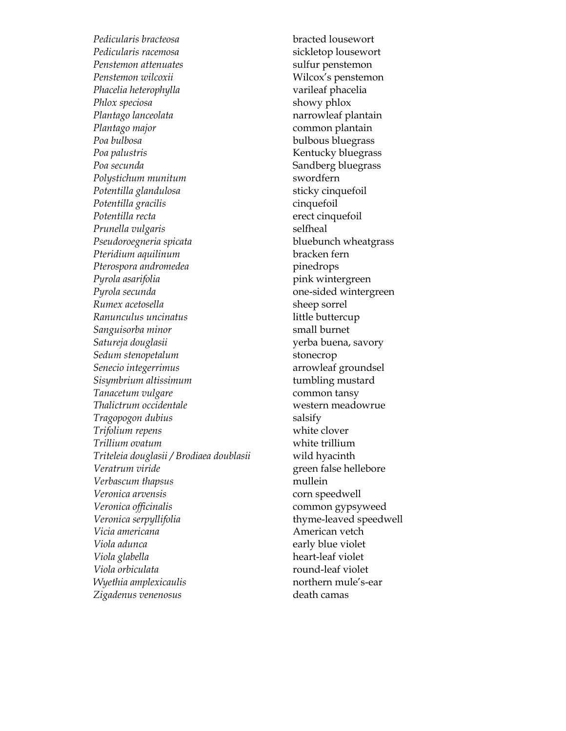| | |
|---|---|
| *Pedicularis bracteosa* | bracted lousewort |
| *Pedicularis racemosa* | sickletop lousewort |
| *Penstemon attenuates* | sulfur penstemon |
| *Penstemon wilcoxii* | Wilcox's penstemon |
| *Phacelia heterophylla* | varileaf phacelia |
| *Phlox speciosa* | showy phlox |
| *Plantago lanceolata* | narrowleaf plantain |
| *Plantago major* | common plantain |
| *Poa bulbosa* | bulbous bluegrass |
| *Poa palustris* | Kentucky bluegrass |
| *Poa secunda* | Sandberg bluegrass |
| *Polystichum munitum* | swordfern |
| *Potentilla glandulosa* | sticky cinquefoil |
| *Potentilla gracilis* | cinquefoil |
| *Potentilla recta* | erect cinquefoil |
| *Prunella vulgaris* | selfheal |
| *Pseudoroegneria spicata* | bluebunch wheatgrass |
| *Pteridium aquilinum* | bracken fern |
| *Pterospora andromedea* | pinedrops |
| *Pyrola asarifolia* | pink wintergreen |
| *Pyrola secunda* | one-sided wintergreen |
| *Rumex acetosella* | sheep sorrel |
| *Ranunculus uncinatus* | little buttercup |
| *Sanguisorba minor* | small burnet |
| *Satureja douglasii* | yerba buena, savory |
| *Sedum stenopetalum* | stonecrop |
| *Senecio integerrimus* | arrowleaf groundsel |
| *Sisymbrium altissimum* | tumbling mustard |
| *Tanacetum vulgare* | common tansy |
| *Thalictrum occidentale* | western meadowrue |
| *Tragopogon dubius* | salsify |
| *Trifolium repens* | white clover |
| *Trillium ovatum* | white trillium |
| *Triteleia douglasii / Brodiaea doublasii* | wild hyacinth |
| *Veratrum viride* | green false hellebore |
| *Verbascum thapsus* | mullein |
| *Veronica arvensis* | corn speedwell |
| *Veronica officinalis* | common gypsyweed |
| *Veronica serpyllifolia* | thyme-leaved speedwell |
| *Vicia americana* | American vetch |
| *Viola adunca* | early blue violet |
| *Viola glabella* | heart-leaf violet |
| *Viola orbiculata* | round-leaf violet |
| *Wyethia amplexicaulis* | northern mule's-ear |
| *Zigadenus venenosus* | death camas |